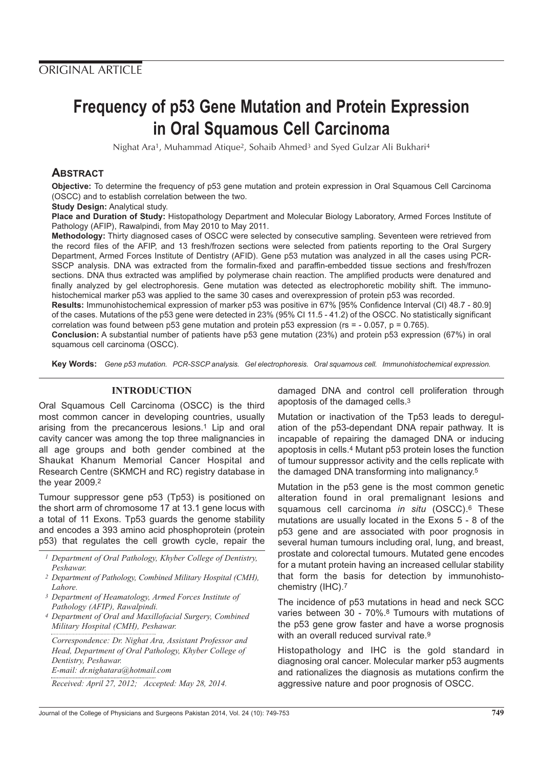ORIGINAL ARTICLE

# Frequency of p53 Gene Mutation and Protein Expression in Oral Squamous Cell Carcinoma

Nighat Ara[1], Muhammad Atique[2], Sohaib Ahmed[3] and Syed Gulzar Ali Bukhari[4]

## ABSTRACT

**Objective:** To determine the frequency of p53 gene mutation and protein expression in Oral Squamous Cell Carcinoma (OSCC) and to establish correlation between the two.

**Study Design:** Analytical study.

**Place and Duration of Study:** Histopathology Department and Molecular Biology Laboratory, Armed Forces Institute of Pathology (AFIP), Rawalpindi, from May 2010 to May 2011.

**Methodology:** Thirty diagnosed cases of OSCC were selected by consecutive sampling. Seventeen were retrieved from the record files of the AFIP, and 13 fresh/frozen sections were selected from patients reporting to the Oral Surgery Department, Armed Forces Institute of Dentistry (AFID). Gene p53 mutation was analyzed in all the cases using PCR-SSCP analysis. DNA was extracted from the formalin-fixed and paraffin-embedded tissue sections and fresh/frozen sections. DNA thus extracted was amplified by polymerase chain reaction. The amplified products were denatured and finally analyzed by gel electrophoresis. Gene mutation was detected as electrophoretic mobility shift. The immunohistochemical marker p53 was applied to the same 30 cases and overexpression of protein p53 was recorded.

**Results:** Immunohistochemical expression of marker p53 was positive in 67% [95% Confidence Interval (CI) 48.7 - 80.9] of the cases. Mutations of the p53 gene were detected in 23% (95% CI 11.5 - 41.2) of the OSCC. No statistically significant correlation was found between p53 gene mutation and protein p53 expression ($r_s = -0.057$, $p = 0.765$).

**Conclusion:** A substantial number of patients have p53 gene mutation (23%) and protein p53 expression (67%) in oral squamous cell carcinoma (OSCC).

**Key Words:** *Gene p53 mutation. PCR-SSCP analysis. Gel electrophoresis. Oral squamous cell. Immunohistochemical expression.*

## INTRODUCTION

Oral Squamous Cell Carcinoma (OSCC) is the third most common cancer in developing countries, usually arising from the precancerous lesions.[1] Lip and oral cavity cancer was among the top three malignancies in all age groups and both gender combined at the Shaukat Khanum Memorial Cancer Hospital and Research Centre (SKMCH and RC) registry database in the year 2009.[2]

Tumour suppressor gene p53 (Tp53) is positioned on the short arm of chromosome 17 at 13.1 gene locus with a total of 11 Exons. Tp53 guards the genome stability and encodes a 393 amino acid phosphoprotein (protein p53) that regulates the cell growth cycle, repair the damaged DNA and control cell proliferation through apoptosis of the damaged cells.[3]

Mutation or inactivation of the Tp53 leads to deregulation of the p53-dependant DNA repair pathway. It is incapable of repairing the damaged DNA or inducing apoptosis in cells.[4] Mutant p53 protein loses the function of tumour suppressor activity and the cells replicate with the damaged DNA transforming into malignancy.[5]

Mutation in the p53 gene is the most common genetic alteration found in oral premalignant lesions and squamous cell carcinoma *in situ* (OSCC).[6] These mutations are usually located in the Exons 5 - 8 of the p53 gene and are associated with poor prognosis in several human tumours including oral, lung, and breast, prostate and colorectal tumours. Mutated gene encodes for a mutant protein having an increased cellular stability that form the basis for detection by immunohistochemistry (IHC).[7]

The incidence of p53 mutations in head and neck SCC varies between 30 - 70%.[8] Tumours with mutations of the p53 gene grow faster and have a worse prognosis with an overall reduced survival rate.[9]

Histopathology and IHC is the gold standard in diagnosing oral cancer. Molecular marker p53 augments and rationalizes the diagnosis as mutations confirm the aggressive nature and poor prognosis of OSCC.

---

[1] *Department of Oral Pathology, Khyber College of Dentistry, Peshawar.*

[2] *Department of Pathology, Combined Military Hospital (CMH), Lahore.*

[3] *Department of Heamatology, Armed Forces Institute of Pathology (AFIP), Rawalpindi.*

[4] *Department of Oral and Maxillofacial Surgery, Combined Military Hospital (CMH), Peshawar.*

*Correspondence: Dr. Nighat Ara, Assistant Professor and Head, Department of Oral Pathology, Khyber College of Dentistry, Peshawar.*
*E-mail: dr.nighatara@hotmail.com*

*Received: April 27, 2012; Accepted: May 28, 2014.*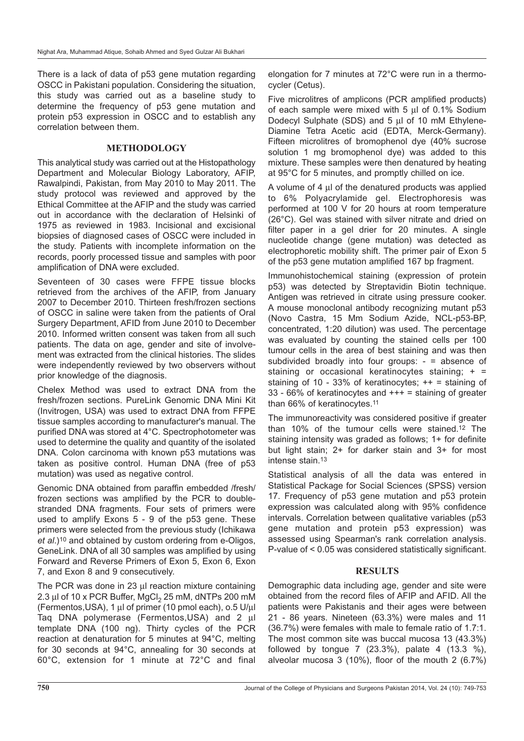There is a lack of data of p53 gene mutation regarding OSCC in Pakistani population. Considering the situation, this study was carried out as a baseline study to determine the frequency of p53 gene mutation and protein p53 expression in OSCC and to establish any correlation between them.

## METHODOLOGY

This analytical study was carried out at the Histopathology Department and Molecular Biology Laboratory, AFIP, Rawalpindi, Pakistan, from May 2010 to May 2011. The study protocol was reviewed and approved by the Ethical Committee at the AFIP and the study was carried out in accordance with the declaration of Helsinki of 1975 as reviewed in 1983. Incisional and excisional biopsies of diagnosed cases of OSCC were included in the study. Patients with incomplete information on the records, poorly processed tissue and samples with poor amplification of DNA were excluded.

Seventeen of 30 cases were FFPE tissue blocks retrieved from the archives of the AFIP, from January 2007 to December 2010. Thirteen fresh/frozen sections of OSCC in saline were taken from the patients of Oral Surgery Department, AFID from June 2010 to December 2010. Informed written consent was taken from all such patients. The data on age, gender and site of involvement was extracted from the clinical histories. The slides were independently reviewed by two observers without prior knowledge of the diagnosis.

Chelex Method was used to extract DNA from the fresh/frozen sections. PureLink Genomic DNA Mini Kit (Invitrogen, USA) was used to extract DNA from FFPE tissue samples according to manufacturer's manual. The purified DNA was stored at 4°C. Spectrophotometer was used to determine the quality and quantity of the isolated DNA. Colon carcinoma with known p53 mutations was taken as positive control. Human DNA (free of p53 mutation) was used as negative control.

Genomic DNA obtained from paraffin embedded /fresh/ frozen sections was amplified by the PCR to double-stranded DNA fragments. Four sets of primers were used to amplify Exons 5 - 9 of the p53 gene. These primers were selected from the previous study (Ichikawa *et al.*)[10] and obtained by custom ordering from e-Oligos, GeneLink. DNA of all 30 samples was amplified by using Forward and Reverse Primers of Exon 5, Exon 6, Exon 7, and Exon 8 and 9 consecutively.

The PCR was done in 23 µl reaction mixture containing 2.3 µl of 10 x PCR Buffer, $MgCl_2$ 25 mM, dNTPs 200 mM (Fermentos,USA), 1 µl of primer (10 pmol each), o.5 U/µl Taq DNA polymerase (Fermentos,USA) and 2 µl template DNA (100 ng). Thirty cycles of the PCR reaction at denaturation for 5 minutes at 94°C, melting for 30 seconds at 94°C, annealing for 30 seconds at 60°C, extension for 1 minute at 72°C and final elongation for 7 minutes at 72°C were run in a thermo-cycler (Cetus).

Five microlitres of amplicons (PCR amplified products) of each sample were mixed with 5 µl of 0.1% Sodium Dodecyl Sulphate (SDS) and 5 µl of 10 mM Ethylene-Diamine Tetra Acetic acid (EDTA, Merck-Germany). Fifteen microlitres of bromophenol dye (40% sucrose solution 1 mg bromophenol dye) was added to this mixture. These samples were then denatured by heating at 95°C for 5 minutes, and promptly chilled on ice.

A volume of 4 µl of the denatured products was applied to 6% Polyacrylamide gel. Electrophoresis was performed at 100 V for 20 hours at room temperature (26°C). Gel was stained with silver nitrate and dried on filter paper in a gel drier for 20 minutes. A single nucleotide change (gene mutation) was detected as electrophoretic mobility shift. The primer pair of Exon 5 of the p53 gene mutation amplified 167 bp fragment.

Immunohistochemical staining (expression of protein p53) was detected by Streptavidin Biotin technique. Antigen was retrieved in citrate using pressure cooker. A mouse monoclonal antibody recognizing mutant p53 (Novo Castra, 15 Mm Sodium Azide, NCL-p53-BP, concentrated, 1:20 dilution) was used. The percentage was evaluated by counting the stained cells per 100 tumour cells in the area of best staining and was then subdivided broadly into four groups: - = absence of staining or occasional keratinocytes staining; + = staining of 10 - 33% of keratinocytes; ++ = staining of 33 - 66% of keratinocytes and +++ = staining of greater than 66% of keratinocytes.[11]

The immunoreactivity was considered positive if greater than 10% of the tumour cells were stained.[12] The staining intensity was graded as follows; 1+ for definite but light stain; 2+ for darker stain and 3+ for most intense stain.[13]

Statistical analysis of all the data was entered in Statistical Package for Social Sciences (SPSS) version 17. Frequency of p53 gene mutation and p53 protein expression was calculated along with 95% confidence intervals. Correlation between qualitative variables (p53 gene mutation and protein p53 expression) was assessed using Spearman's rank correlation analysis. P-value of < 0.05 was considered statistically significant.

## RESULTS

Demographic data including age, gender and site were obtained from the record files of AFIP and AFID. All the patients were Pakistanis and their ages were between 21 - 86 years. Nineteen (63.3%) were males and 11 (36.7%) were females with male to female ratio of 1.7:1. The most common site was buccal mucosa 13 (43.3%) followed by tongue 7 (23.3%), palate 4 (13.3 %), alveolar mucosa 3 (10%), floor of the mouth 2 (6.7%)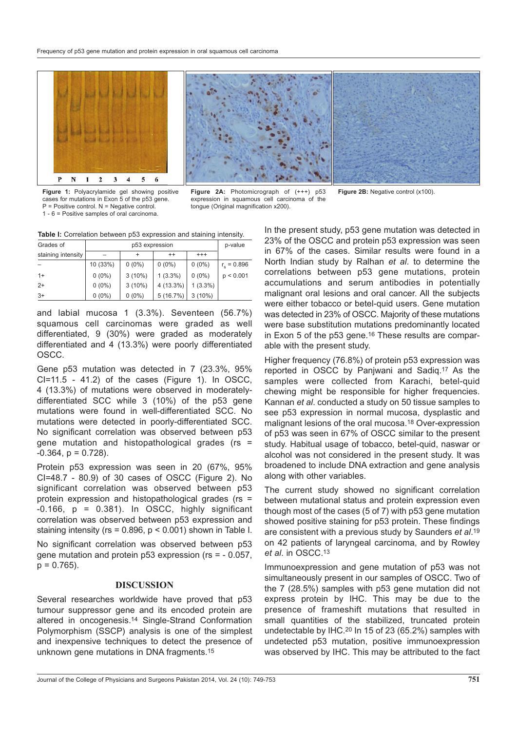**Figure 1:** Polyacrylamide gel showing positive cases for mutations in Exon 5 of the p53 gene. P = Positive control. N = Negative control. 1 - 6 = Positive samples of oral carcinoma.

**Figure 2A:** Photomicrograph of (+++) p53 expression in squamous cell carcinoma of the tongue (Original magnification x200).

**Figure 2B:** Negative control (x100).

**Table I:** Correlation between p53 expression and staining intensity.

| Grades of staining intensity | p53 expression | | | | p-value |
|---|---|---|---|---|---|
| | – | + | ++ | +++ | |
| – | 10 (33%) | 0 (0%) | 0 (0%) | 0 (0%) | $r_s = 0.896$ |
| 1+ | 0 (0%) | 3 (10%) | 1 (3.3%) | 0 (0%) | $p < 0.001$ |
| 2+ | 0 (0%) | 3 (10%) | 4 (13.3%) | 1 (3.3%) | |
| 3+ | 0 (0%) | 0 (0%) | 5 (16.7%) | 3 (10%) | |

and labial mucosa 1 (3.3%). Seventeen (56.7%) squamous cell carcinomas were graded as well differentiated, 9 (30%) were graded as moderately differentiated and 4 (13.3%) were poorly differentiated OSCC.

Gene p53 mutation was detected in 7 (23.3%, 95% CI=11.5 - 41.2) of the cases (Figure 1). In OSCC, 4 (13.3%) of mutations were observed in moderately-differentiated SCC while 3 (10%) of the p53 gene mutations were found in well-differentiated SCC. No mutations were detected in poorly-differentiated SCC. No significant correlation was observed between p53 gene mutation and histopathological grades (rs = -0.364, p = 0.728).

Protein p53 expression was seen in 20 (67%, 95% CI=48.7 - 80.9) of 30 cases of OSCC (Figure 2). No significant correlation was observed between p53 protein expression and histopathological grades (rs = -0.166, p = 0.381). In OSCC, highly significant correlation was observed between p53 expression and staining intensity (rs = 0.896, p < 0.001) shown in Table I.

No significant correlation was observed between p53 gene mutation and protein p53 expression (rs = - 0.057, p = 0.765).

## DISCUSSION

Several researches worldwide have proved that p53 tumour suppressor gene and its encoded protein are altered in oncogenesis.[14] Single-Strand Conformation Polymorphism (SSCP) analysis is one of the simplest and inexpensive techniques to detect the presence of unknown gene mutations in DNA fragments.[15]

In the present study, p53 gene mutation was detected in 23% of the OSCC and protein p53 expression was seen in 67% of the cases. Similar results were found in a North Indian study by Ralhan *et al.* to determine the correlations between p53 gene mutations, protein accumulations and serum antibodies in potentially malignant oral lesions and oral cancer. All the subjects were either tobacco or betel-quid users. Gene mutation was detected in 23% of OSCC. Majority of these mutations were base substitution mutations predominantly located in Exon 5 of the p53 gene.[16] These results are comparable with the present study.

Higher frequency (76.8%) of protein p53 expression was reported in OSCC by Panjwani and Sadiq.[17] As the samples were collected from Karachi, betel-quid chewing might be responsible for higher frequencies. Kannan *et al*. conducted a study on 50 tissue samples to see p53 expression in normal mucosa, dysplastic and malignant lesions of the oral mucosa.[18] Over-expression of p53 was seen in 67% of OSCC similar to the present study. Habitual usage of tobacco, betel-quid, naswar or alcohol was not considered in the present study. It was broadened to include DNA extraction and gene analysis along with other variables.

The current study showed no significant correlation between mutational status and protein expression even though most of the cases (5 of 7) with p53 gene mutation showed positive staining for p53 protein. These findings are consistent with a previous study by Saunders *et al*.[19] on 42 patients of laryngeal carcinoma, and by Rowley *et al*. in OSCC.[13]

Immunoexpression and gene mutation of p53 was not simultaneously present in our samples of OSCC. Two of the 7 (28.5%) samples with p53 gene mutation did not express protein by IHC. This may be due to the presence of frameshift mutations that resulted in small quantities of the stabilized, truncated protein undetectable by IHC.[20] In 15 of 23 (65.2%) samples with undetected p53 mutation, positive immunoexpression was observed by IHC. This may be attributed to the fact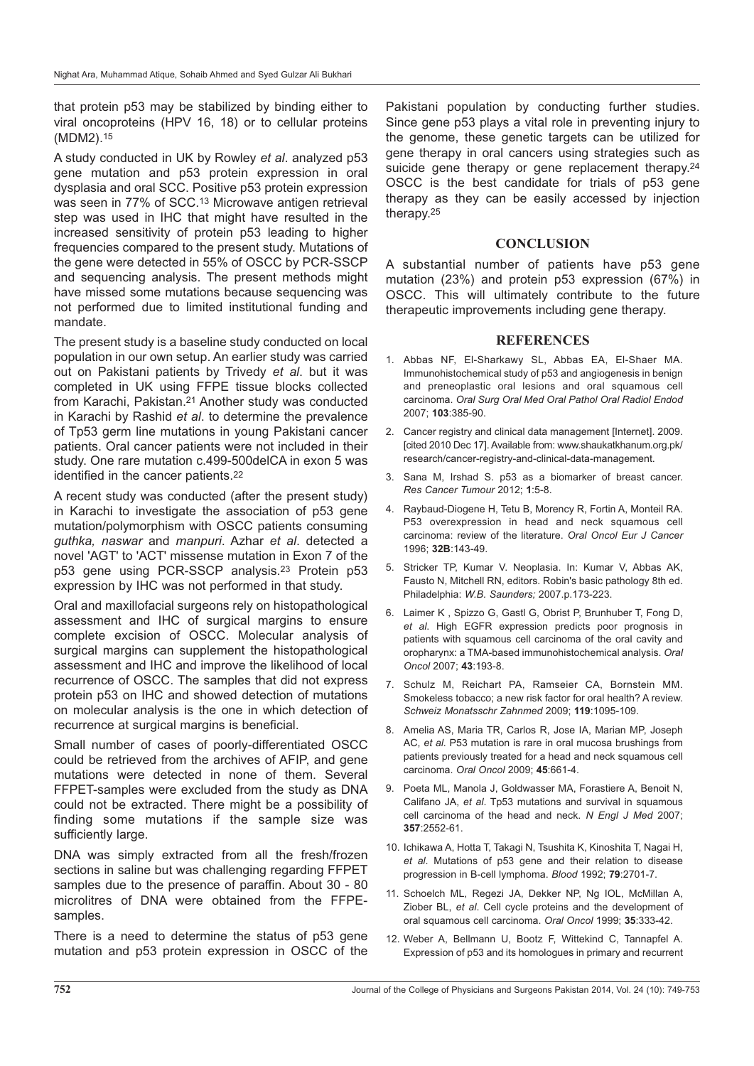that protein p53 may be stabilized by binding either to viral oncoproteins (HPV 16, 18) or to cellular proteins (MDM2).[15]

A study conducted in UK by Rowley *et al*. analyzed p53 gene mutation and p53 protein expression in oral dysplasia and oral SCC. Positive p53 protein expression was seen in 77% of SCC.[13] Microwave antigen retrieval step was used in IHC that might have resulted in the increased sensitivity of protein p53 leading to higher frequencies compared to the present study. Mutations of the gene were detected in 55% of OSCC by PCR-SSCP and sequencing analysis. The present methods might have missed some mutations because sequencing was not performed due to limited institutional funding and mandate.

The present study is a baseline study conducted on local population in our own setup. An earlier study was carried out on Pakistani patients by Trivedy *et al*. but it was completed in UK using FFPE tissue blocks collected from Karachi, Pakistan.[21] Another study was conducted in Karachi by Rashid *et al*. to determine the prevalence of Tp53 germ line mutations in young Pakistani cancer patients. Oral cancer patients were not included in their study. One rare mutation c.499-500delCA in exon 5 was identified in the cancer patients.[22]

A recent study was conducted (after the present study) in Karachi to investigate the association of p53 gene mutation/polymorphism with OSCC patients consuming *guthka, naswar* and *manpuri*. Azhar *et al*. detected a novel 'AGT' to 'ACT' missense mutation in Exon 7 of the p53 gene using PCR-SSCP analysis.[23] Protein p53 expression by IHC was not performed in that study.

Oral and maxillofacial surgeons rely on histopathological assessment and IHC of surgical margins to ensure complete excision of OSCC. Molecular analysis of surgical margins can supplement the histopathological assessment and IHC and improve the likelihood of local recurrence of OSCC. The samples that did not express protein p53 on IHC and showed detection of mutations on molecular analysis is the one in which detection of recurrence at surgical margins is beneficial.

Small number of cases of poorly-differentiated OSCC could be retrieved from the archives of AFIP, and gene mutations were detected in none of them. Several FFPET-samples were excluded from the study as DNA could not be extracted. There might be a possibility of finding some mutations if the sample size was sufficiently large.

DNA was simply extracted from all the fresh/frozen sections in saline but was challenging regarding FFPET samples due to the presence of paraffin. About 30 - 80 microlitres of DNA were obtained from the FFPE-samples.

There is a need to determine the status of p53 gene mutation and p53 protein expression in OSCC of the Pakistani population by conducting further studies. Since gene p53 plays a vital role in preventing injury to the genome, these genetic targets can be utilized for gene therapy in oral cancers using strategies such as suicide gene therapy or gene replacement therapy.[24] OSCC is the best candidate for trials of p53 gene therapy as they can be easily accessed by injection therapy.[25]

## CONCLUSION

A substantial number of patients have p53 gene mutation (23%) and protein p53 expression (67%) in OSCC. This will ultimately contribute to the future therapeutic improvements including gene therapy.

## REFERENCES

1. Abbas NF, El-Sharkawy SL, Abbas EA, El-Shaer MA. Immunohistochemical study of p53 and angiogenesis in benign and preneoplastic oral lesions and oral squamous cell carcinoma. *Oral Surg Oral Med Oral Pathol Oral Radiol Endod* 2007; **103**:385-90.
2. Cancer registry and clinical data management [Internet]. 2009. [cited 2010 Dec 17]. Available from: www.shaukatkhanum.org.pk/research/cancer-registry-and-clinical-data-management.
3. Sana M, Irshad S. p53 as a biomarker of breast cancer. *Res Cancer Tumour* 2012; **1**:5-8.
4. Raybaud-Diogene H, Tetu B, Morency R, Fortin A, Monteil RA. P53 overexpression in head and neck squamous cell carcinoma: review of the literature. *Oral Oncol Eur J Cancer* 1996; **32B**:143-49.
5. Stricker TP, Kumar V. Neoplasia. In: Kumar V, Abbas AK, Fausto N, Mitchell RN, editors. Robin's basic pathology 8th ed. Philadelphia: *W.B. Saunders;* 2007.p.173-223.
6. Laimer K , Spizzo G, Gastl G, Obrist P, Brunhuber T, Fong D, *et al*. High EGFR expression predicts poor prognosis in patients with squamous cell carcinoma of the oral cavity and oropharynx: a TMA-based immunohistochemical analysis. *Oral Oncol* 2007; **43**:193-8.
7. Schulz M, Reichart PA, Ramseier CA, Bornstein MM. Smokeless tobacco; a new risk factor for oral health? A review. *Schweiz Monatsschr Zahnmed* 2009; **119**:1095-109.
8. Amelia AS, Maria TR, Carlos R, Jose IA, Marian MP, Joseph AC, *et al*. P53 mutation is rare in oral mucosa brushings from patients previously treated for a head and neck squamous cell carcinoma. *Oral Oncol* 2009; **45**:661-4.
9. Poeta ML, Manola J, Goldwasser MA, Forastiere A, Benoit N, Califano JA, *et al*. Tp53 mutations and survival in squamous cell carcinoma of the head and neck. *N Engl J Med* 2007; **357**:2552-61.
10. Ichikawa A, Hotta T, Takagi N, Tsushita K, Kinoshita T, Nagai H, *et al*. Mutations of p53 gene and their relation to disease progression in B-cell lymphoma. *Blood* 1992; **79**:2701-7.
11. Schoelch ML, Regezi JA, Dekker NP, Ng IOL, McMillan A, Ziober BL, *et al*. Cell cycle proteins and the development of oral squamous cell carcinoma. *Oral Oncol* 1999; **35**:333-42.
12. Weber A, Bellmann U, Bootz F, Wittekind C, Tannapfel A. Expression of p53 and its homologues in primary and recurrent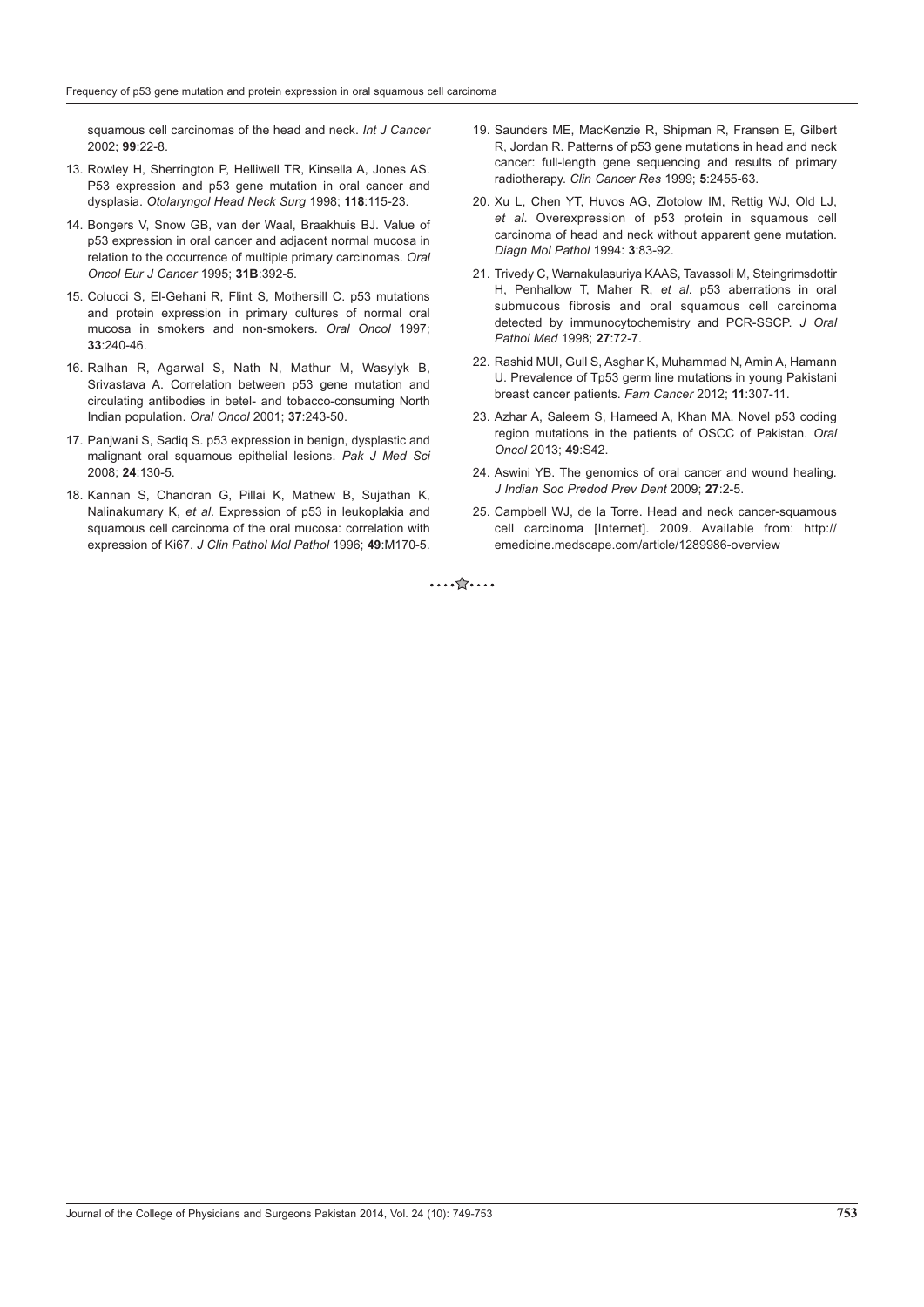squamous cell carcinomas of the head and neck. *Int J Cancer* 2002; **99**:22-8.

13. Rowley H, Sherrington P, Helliwell TR, Kinsella A, Jones AS. P53 expression and p53 gene mutation in oral cancer and dysplasia. *Otolaryngol Head Neck Surg* 1998; **118**:115-23.
14. Bongers V, Snow GB, van der Waal, Braakhuis BJ. Value of p53 expression in oral cancer and adjacent normal mucosa in relation to the occurrence of multiple primary carcinomas. *Oral Oncol Eur J Cancer* 1995; **31B**:392-5.
15. Colucci S, El-Gehani R, Flint S, Mothersill C. p53 mutations and protein expression in primary cultures of normal oral mucosa in smokers and non-smokers. *Oral Oncol* 1997; **33**:240-46.
16. Ralhan R, Agarwal S, Nath N, Mathur M, Wasylyk B, Srivastava A. Correlation between p53 gene mutation and circulating antibodies in betel- and tobacco-consuming North Indian population. *Oral Oncol* 2001; **37**:243-50.
17. Panjwani S, Sadiq S. p53 expression in benign, dysplastic and malignant oral squamous epithelial lesions. *Pak J Med Sci* 2008; **24**:130-5.
18. Kannan S, Chandran G, Pillai K, Mathew B, Sujathan K, Nalinakumary K, *et al*. Expression of p53 in leukoplakia and squamous cell carcinoma of the oral mucosa: correlation with expression of Ki67. *J Clin Pathol Mol Pathol* 1996; **49**:M170-5.
19. Saunders ME, MacKenzie R, Shipman R, Fransen E, Gilbert R, Jordan R. Patterns of p53 gene mutations in head and neck cancer: full-length gene sequencing and results of primary radiotherapy. *Clin Cancer Res* 1999; **5**:2455-63.
20. Xu L, Chen YT, Huvos AG, Zlotolow IM, Rettig WJ, Old LJ, *et al*. Overexpression of p53 protein in squamous cell carcinoma of head and neck without apparent gene mutation. *Diagn Mol Pathol* 1994: **3**:83-92.
21. Trivedy C, Warnakulasuriya KAAS, Tavassoli M, Steingrimsdottir H, Penhallow T, Maher R, *et al*. p53 aberrations in oral submucous fibrosis and oral squamous cell carcinoma detected by immunocytochemistry and PCR-SSCP. *J Oral Pathol Med* 1998; **27**:72-7.
22. Rashid MUI, Gull S, Asghar K, Muhammad N, Amin A, Hamann U. Prevalence of Tp53 germ line mutations in young Pakistani breast cancer patients. *Fam Cancer* 2012; **11**:307-11.
23. Azhar A, Saleem S, Hameed A, Khan MA. Novel p53 coding region mutations in the patients of OSCC of Pakistan. *Oral Oncol* 2013; **49**:S42.
24. Aswini YB. The genomics of oral cancer and wound healing. *J Indian Soc Predod Prev Dent* 2009; **27**:2-5.
25. Campbell WJ, de la Torre. Head and neck cancer-squamous cell carcinoma [Internet]. 2009. Available from: http://emedicine.medscape.com/article/1289986-overview